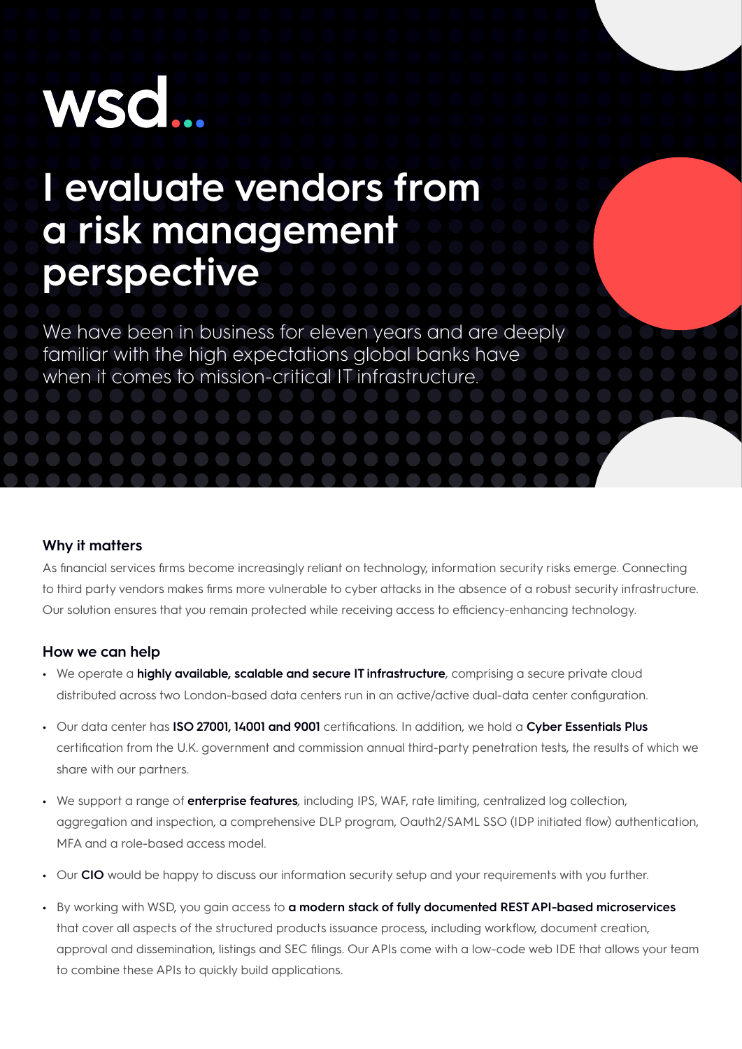wsd...

# I evaluate vendors from a risk management perspective

We have been in business for eleven years and are deeply familiar with the high expectations global banks have when it comes to mission-critical IT infrastructure.

## Why it matters

As financial services firms become increasingly reliant on technology, information security risks emerge. Connecting to third party vendors makes firms more vulnerable to cyber attacks in the absence of a robust security infrastructure. Our solution ensures that you remain protected while receiving access to efficiency-enhancing technology.

## How we can help

- We operate a **highly available, scalable and secure IT infrastructure**, comprising a secure private cloud distributed across two London-based data centers run in an active/active dual-data center configuration.
- Our data center has **ISO 27001, 14001 and 9001** certifications. In addition, we hold a **Cyber Essentials Plus** certification from the U.K. government and commission annual third-party penetration tests, the results of which we share with our partners.
- We support a range of **enterprise features**, including IPS, WAF, rate limiting, centralized log collection, aggregation and inspection, a comprehensive DLP program, Oauth2/SAML SSO (IDP initiated flow) authentication, MFA and a role-based access model.
- Our **CIO** would be happy to discuss our information security setup and your requirements with you further.
- By working with WSD, you gain access to **a modern stack of fully documented REST API-based microservices** that cover all aspects of the structured products issuance process, including workflow, document creation, approval and dissemination, listings and SEC filings. Our APIs come with a low-code web IDE that allows your team to combine these APIs to quickly build applications.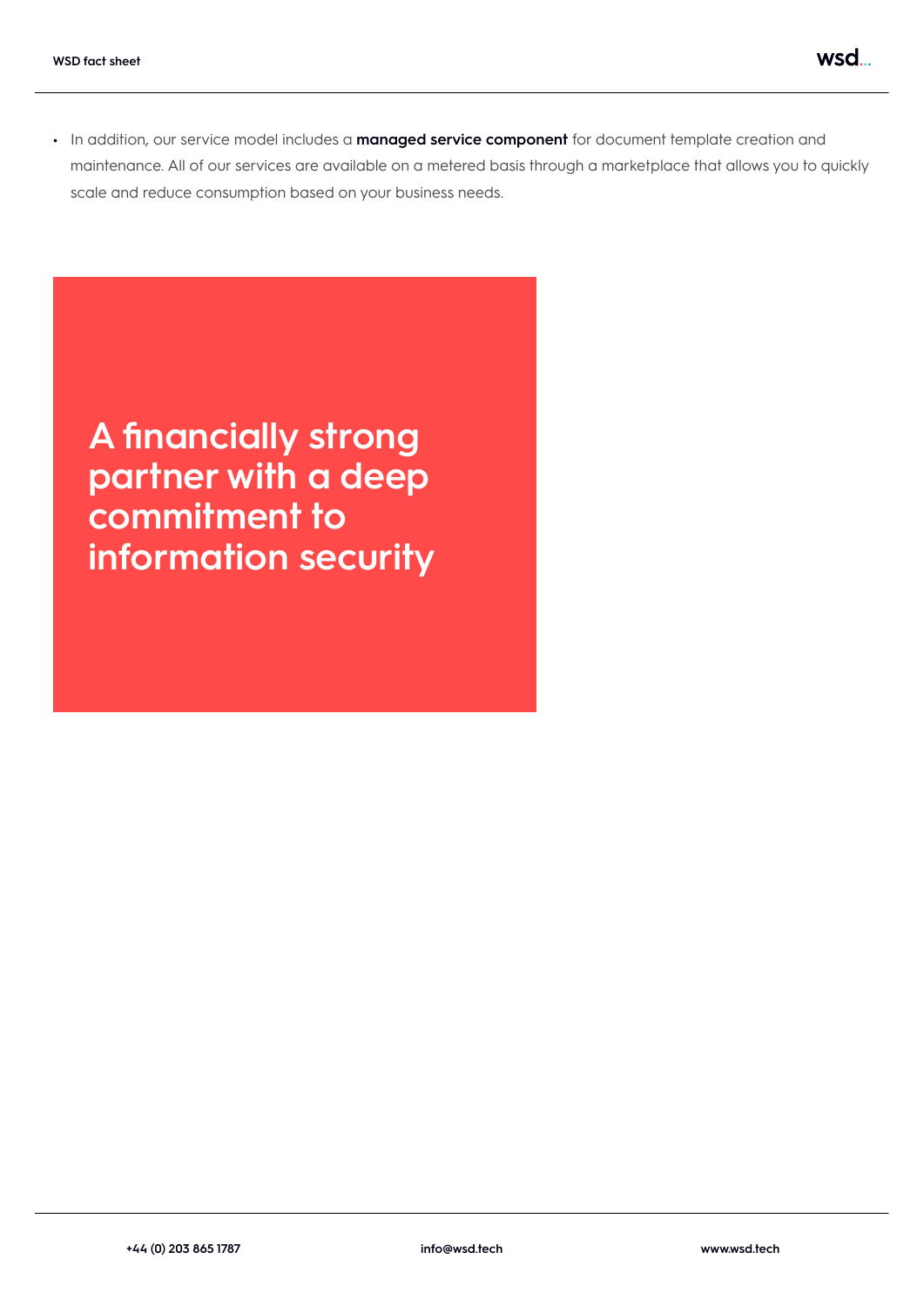- In addition, our service model includes a **managed service component** for document template creation and maintenance. All of our services are available on a metered basis through a marketplace that allows you to quickly scale and reduce consumption based on your business needs.

## A financially strong partner with a deep commitment to information security